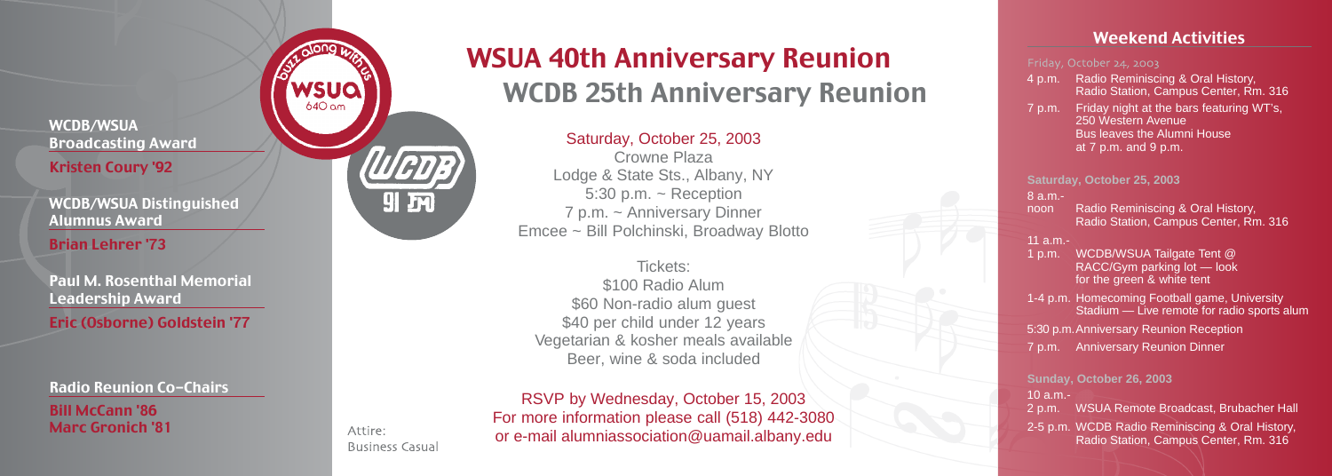**WCDB/WSUA Broadcasting Award**

**Kristen Coury '92**

**WCDB/WSUA Distinguished Alumnus Award**

**Brian Lehrer '73**

**Paul M. Rosenthal Memorial Leadership Award**

**Eric (Osborne) Goldstein '77**

**Radio Reunion Co-Chairs**

**Bill McCann '86**
**Marc Gronich '81**

buzz along with us
WSUA 640 am

WCDB 91 FM

# WSUA 40th Anniversary Reunion
# WCDB 25th Anniversary Reunion

Saturday, October 25, 2003
Crowne Plaza
Lodge & State Sts., Albany, NY
5:30 p.m. ~ Reception
7 p.m. ~ Anniversary Dinner
Emcee ~ Bill Polchinski, Broadway Blotto

Tickets:
$100 Radio Alum
$60 Non-radio alum guest
$40 per child under 12 years
Vegetarian & kosher meals available
Beer, wine & soda included

RSVP by Wednesday, October 15, 2003
For more information please call (518) 442-3080
or e-mail alumniassociation@uamail.albany.edu

Attire:
Business Casual

## Weekend Activities

**Friday, October 24, 2003**

- 4 p.m. Radio Reminiscing & Oral History, Radio Station, Campus Center, Rm. 316
- 7 p.m. Friday night at the bars featuring WT's, 250 Western Avenue
  Bus leaves the Alumni House at 7 p.m. and 9 p.m.

**Saturday, October 25, 2003**

- 8 a.m.-noon Radio Reminiscing & Oral History, Radio Station, Campus Center, Rm. 316
- 11 a.m.-1 p.m. WCDB/WSUA Tailgate Tent @ RACC/Gym parking lot — look for the green & white tent
- 1-4 p.m. Homecoming Football game, University Stadium — Live remote for radio sports alum
- 5:30 p.m. Anniversary Reunion Reception
- 7 p.m. Anniversary Reunion Dinner

**Sunday, October 26, 2003**

- 10 a.m.-2 p.m. WSUA Remote Broadcast, Brubacher Hall
- 2-5 p.m. WCDB Radio Reminiscing & Oral History, Radio Station, Campus Center, Rm. 316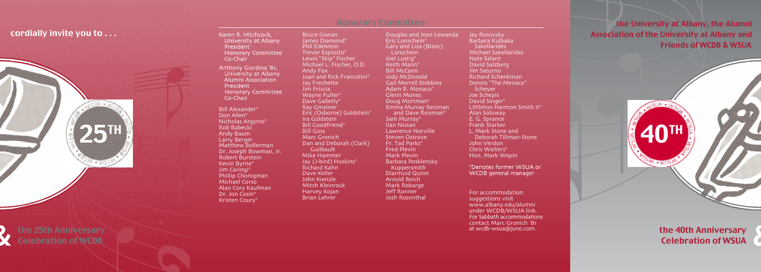**cordially invite you to . . .**

25TH

& the 25th Anniversary Celebration of WCDB

## Honorary Committee

Karen R. Hitchcock, University at Albany President Honorary Committee Co-Chair

Anthony Giardina '81, University at Albany Alumni Association President Honorary Committee Co-Chair

Bill Alexander*
Don Allen*
Nicholas Argyros*
Rob Babecki
Andy Baum
Larry Berger
Matthew Bollerman
Dr. Joseph Bowman, Jr.
Robert Burstein
Kevin Byrne*
Jim Caringi*
Phillip Chonigman
Michael Corso
Alan Cory Kaufman
Dr. Jon Cosin*
Kristen Coury*
Bruce Cowan
James Diamond*
Phil Edelstein
Trevor Esposito*
Lewis "Skip" Fischer
Michael L. Fischer, O.D.
Andy Fox
Joan and Rick Francolini*
Jay Frechette
Jim Friscia
Wayne Fuller*
Dave Galletly*
Ray Gmeiner
Eric (Osborne) Goldstein*
Ira Goldstein
Bill Goodfriend*
Bill Goss
Marc Gronich
Dan and Deborah (Clark) Guilbault
Mike Hammer
Jay (J-bird) Hoskins*
Richard Kahn
Dave Keller
John Kienzle
Mitch Kleinrock
Harvey Kojan
Brian Lehrer
Douglas and Jean Lewanda
Eric Lonschein*
Gary and Lisa (Blanc) Lonschein
Joel Lustig*
Keith Mann*
Bill McCann
Jody McDonald
Gail Merrell Stebbins
Adam R. Monaco*
Glenn Mones
Doug Mortman*
Emma Murray Reisman and Dave Reisman*
Sam Murray*
Ilan Nissan
Lawrence Norville
Steven Ostrove
Fr. Tad Parks*
Fred Plevin
Mark Plevin
Barbara Posklensky Kuppersmith
Diarmuid Quinn
Arnold Reich
Mark Robarge
Jeff Ronner
Josh Rosenthal
Jay Rosovsky
Barbara Kulbaka Sakellarides
Michael Sakellarides
Nate Salant
David Salzberg
Jim Saturno
Richard Schenkman
Dennis "The Menace" Scheyer
Joe Schepis
David Singer*
Littleton Harmon Smith II*
Alan Soloway
E. G. Sprance
Frank Starker
L. Mark Stone and Deborah Tillman-Stone
John Verdon
Chris Walters*
Hon. Mark Wepin

*Denotes former WSUA or WCDB general manager

For accommodation suggestions visit www.albany.edu/alumni under WCDB/WSUA link. For Sabbath accommodations contact Marc Gronich '81 at wcdb-wsua@juno.com.

**the University at Albany, the Alumni Association of the University at Albany and Friends of WCDB & WSUA**

40TH

**the 40th Anniversary Celebration of WSUA**